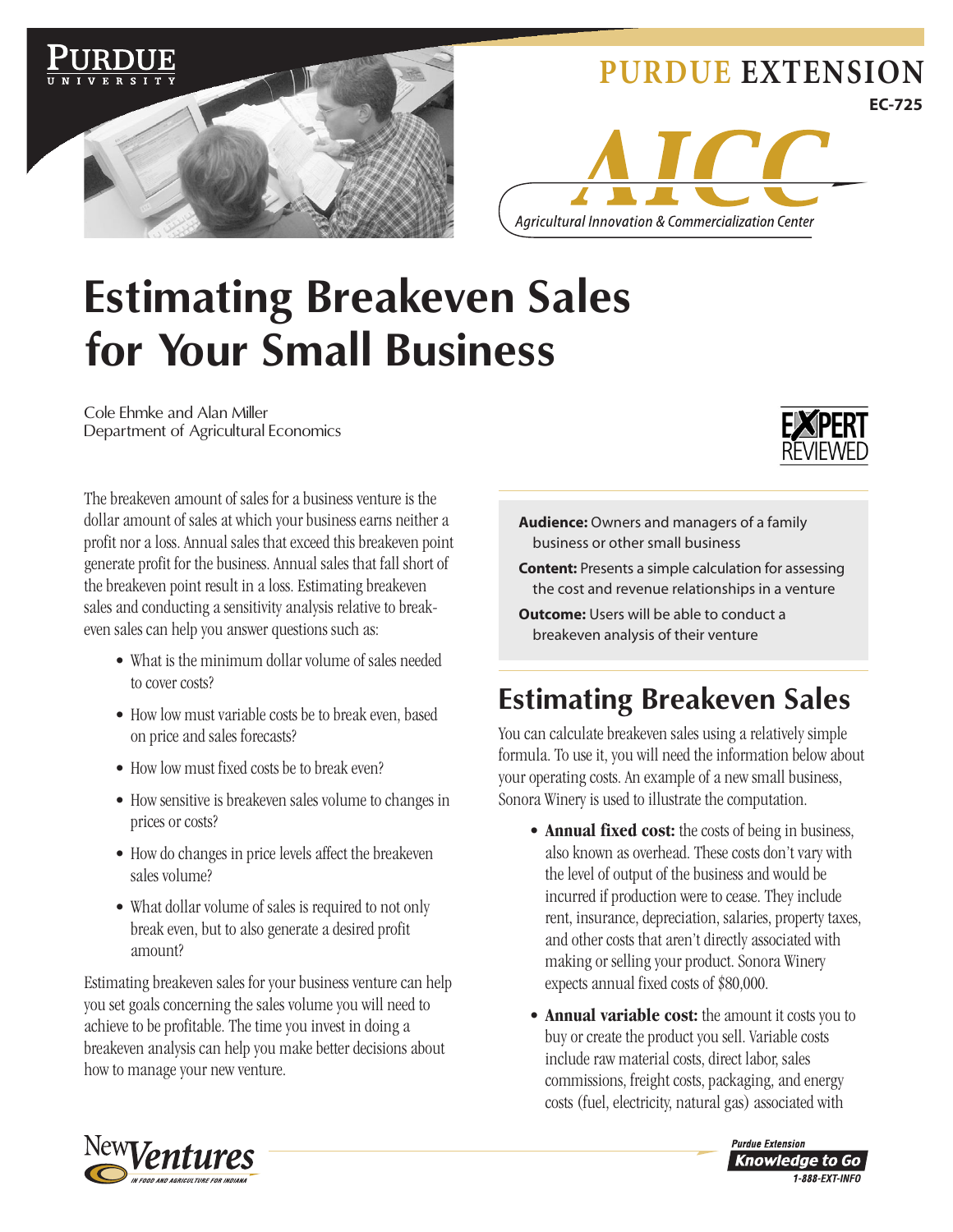PURDUE EXTENSION

EC-725

AICC — Agricultural Innovation & Commercialization Center

# Estimating Breakeven Sales for Your Small Business

Cole Ehmke and Alan Miller
Department of Agricultural Economics

EXPERT REVIEWED

The breakeven amount of sales for a business venture is the dollar amount of sales at which your business earns neither a profit nor a loss. Annual sales that exceed this breakeven point generate profit for the business. Annual sales that fall short of the breakeven point result in a loss. Estimating breakeven sales and conducting a sensitivity analysis relative to breakeven sales can help you answer questions such as:

- What is the minimum dollar volume of sales needed to cover costs?
- How low must variable costs be to break even, based on price and sales forecasts?
- How low must fixed costs be to break even?
- How sensitive is breakeven sales volume to changes in prices or costs?
- How do changes in price levels affect the breakeven sales volume?
- What dollar volume of sales is required to not only break even, but to also generate a desired profit amount?

Estimating breakeven sales for your business venture can help you set goals concerning the sales volume you will need to achieve to be profitable. The time you invest in doing a breakeven analysis can help you make better decisions about how to manage your new venture.

**Audience:** Owners and managers of a family business or other small business

**Content:** Presents a simple calculation for assessing the cost and revenue relationships in a venture

**Outcome:** Users will be able to conduct a breakeven analysis of their venture

## Estimating Breakeven Sales

You can calculate breakeven sales using a relatively simple formula. To use it, you will need the information below about your operating costs. An example of a new small business, Sonora Winery is used to illustrate the computation.

- **Annual fixed cost:** the costs of being in business, also known as overhead. These costs don't vary with the level of output of the business and would be incurred if production were to cease. They include rent, insurance, depreciation, salaries, property taxes, and other costs that aren't directly associated with making or selling your product. Sonora Winery expects annual fixed costs of $80,000.
- **Annual variable cost:** the amount it costs you to buy or create the product you sell. Variable costs include raw material costs, direct labor, sales commissions, freight costs, packaging, and energy costs (fuel, electricity, natural gas) associated with

New Ventures in Food and Agriculture for Indiana

Purdue Extension Knowledge to Go 1-888-EXT-INFO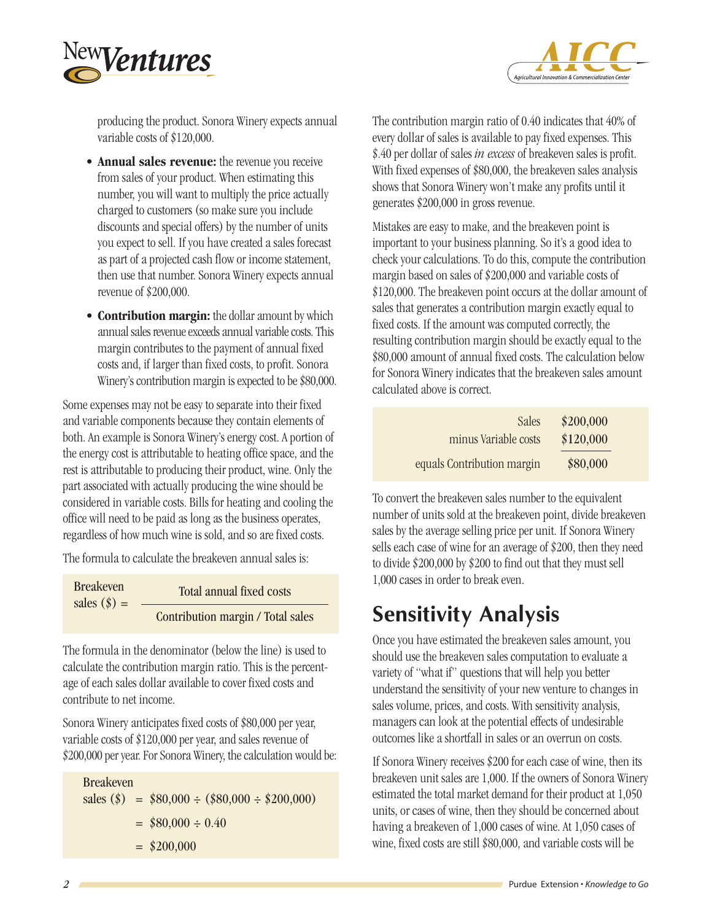producing the product. Sonora Winery expects annual variable costs of $120,000.

- **Annual sales revenue:** the revenue you receive from sales of your product. When estimating this number, you will want to multiply the price actually charged to customers (so make sure you include discounts and special offers) by the number of units you expect to sell. If you have created a sales forecast as part of a projected cash flow or income statement, then use that number. Sonora Winery expects annual revenue of $200,000.
- **Contribution margin:** the dollar amount by which annual sales revenue exceeds annual variable costs. This margin contributes to the payment of annual fixed costs and, if larger than fixed costs, to profit. Sonora Winery's contribution margin is expected to be $80,000.

Some expenses may not be easy to separate into their fixed and variable components because they contain elements of both. An example is Sonora Winery's energy cost. A portion of the energy cost is attributable to heating office space, and the rest is attributable to producing their product, wine. Only the part associated with actually producing the wine should be considered in variable costs. Bills for heating and cooling the office will need to be paid as long as the business operates, regardless of how much wine is sold, and so are fixed costs.

The formula to calculate the breakeven annual sales is:

$$\text{Breakeven sales (\$)} = \frac{\text{Total annual fixed costs}}{\text{Contribution margin / Total sales}}$$

The formula in the denominator (below the line) is used to calculate the contribution margin ratio. This is the percentage of each sales dollar available to cover fixed costs and contribute to net income.

Sonora Winery anticipates fixed costs of $80,000 per year, variable costs of $120,000 per year, and sales revenue of $200,000 per year. For Sonora Winery, the calculation would be:

$$\begin{aligned}\text{Breakeven sales (\$)} &= \$80{,}000 \div (\$80{,}000 \div \$200{,}000) \\ &= \$80{,}000 \div 0.40 \\ &= \$200{,}000\end{aligned}$$

The contribution margin ratio of 0.40 indicates that 40% of every dollar of sales is available to pay fixed expenses. This $.40 per dollar of sales *in excess* of breakeven sales is profit. With fixed expenses of $80,000, the breakeven sales analysis shows that Sonora Winery won't make any profits until it generates $200,000 in gross revenue.

Mistakes are easy to make, and the breakeven point is important to your business planning. So it's a good idea to check your calculations. To do this, compute the contribution margin based on sales of $200,000 and variable costs of $120,000. The breakeven point occurs at the dollar amount of sales that generates a contribution margin exactly equal to fixed costs. If the amount was computed correctly, the resulting contribution margin should be exactly equal to the $80,000 amount of annual fixed costs. The calculation below for Sonora Winery indicates that the breakeven sales amount calculated above is correct.

| | |
|---|---|
| Sales | $200,000 |
| minus Variable costs | $120,000 |
| equals Contribution margin | $80,000 |

To convert the breakeven sales number to the equivalent number of units sold at the breakeven point, divide breakeven sales by the average selling price per unit. If Sonora Winery sells each case of wine for an average of $200, then they need to divide $200,000 by $200 to find out that they must sell 1,000 cases in order to break even.

## Sensitivity Analysis

Once you have estimated the breakeven sales amount, you should use the breakeven sales computation to evaluate a variety of "what if" questions that will help you better understand the sensitivity of your new venture to changes in sales volume, prices, and costs. With sensitivity analysis, managers can look at the potential effects of undesirable outcomes like a shortfall in sales or an overrun on costs.

If Sonora Winery receives $200 for each case of wine, then its breakeven unit sales are 1,000. If the owners of Sonora Winery estimated the total market demand for their product at 1,050 units, or cases of wine, then they should be concerned about having a breakeven of 1,000 cases of wine. At 1,050 cases of wine, fixed costs are still $80,000, and variable costs will be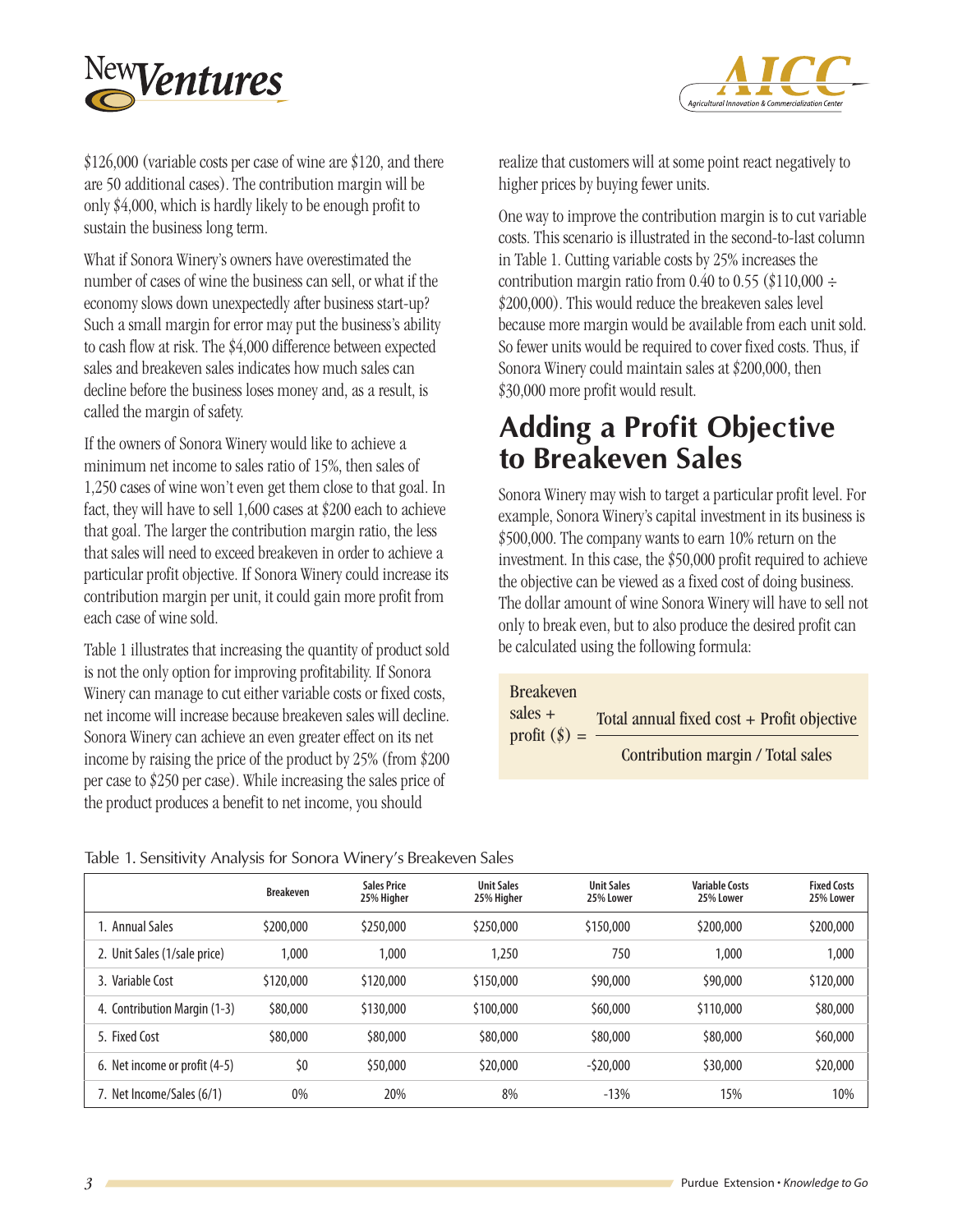$126,000 (variable costs per case of wine are $120, and there are 50 additional cases). The contribution margin will be only $4,000, which is hardly likely to be enough profit to sustain the business long term.

What if Sonora Winery's owners have overestimated the number of cases of wine the business can sell, or what if the economy slows down unexpectedly after business start-up? Such a small margin for error may put the business's ability to cash flow at risk. The $4,000 difference between expected sales and breakeven sales indicates how much sales can decline before the business loses money and, as a result, is called the margin of safety.

If the owners of Sonora Winery would like to achieve a minimum net income to sales ratio of 15%, then sales of 1,250 cases of wine won't even get them close to that goal. In fact, they will have to sell 1,600 cases at $200 each to achieve that goal. The larger the contribution margin ratio, the less that sales will need to exceed breakeven in order to achieve a particular profit objective. If Sonora Winery could increase its contribution margin per unit, it could gain more profit from each case of wine sold.

Table 1 illustrates that increasing the quantity of product sold is not the only option for improving profitability. If Sonora Winery can manage to cut either variable costs or fixed costs, net income will increase because breakeven sales will decline. Sonora Winery can achieve an even greater effect on its net income by raising the price of the product by 25% (from $200 per case to $250 per case). While increasing the sales price of the product produces a benefit to net income, you should realize that customers will at some point react negatively to higher prices by buying fewer units.

One way to improve the contribution margin is to cut variable costs. This scenario is illustrated in the second-to-last column in Table 1. Cutting variable costs by 25% increases the contribution margin ratio from 0.40 to 0.55 ($110,000 ÷ $200,000). This would reduce the breakeven sales level because more margin would be available from each unit sold. So fewer units would be required to cover fixed costs. Thus, if Sonora Winery could maintain sales at $200,000, then $30,000 more profit would result.

## Adding a Profit Objective to Breakeven Sales

Sonora Winery may wish to target a particular profit level. For example, Sonora Winery's capital investment in its business is $500,000. The company wants to earn 10% return on the investment. In this case, the $50,000 profit required to achieve the objective can be viewed as a fixed cost of doing business. The dollar amount of wine Sonora Winery will have to sell not only to break even, but to also produce the desired profit can be calculated using the following formula:

$$\text{Breakeven sales + profit (\$)} = \frac{\text{Total annual fixed cost + Profit objective}}{\text{Contribution margin / Total sales}}$$

Table 1. Sensitivity Analysis for Sonora Winery's Breakeven Sales

| | Breakeven | Sales Price 25% Higher | Unit Sales 25% Higher | Unit Sales 25% Lower | Variable Costs 25% Lower | Fixed Costs 25% Lower |
|---|---|---|---|---|---|---|
| 1. Annual Sales | $200,000 | $250,000 | $250,000 | $150,000 | $200,000 | $200,000 |
| 2. Unit Sales (1/sale price) | 1,000 | 1,000 | 1,250 | 750 | 1,000 | 1,000 |
| 3. Variable Cost | $120,000 | $120,000 | $150,000 | $90,000 | $90,000 | $120,000 |
| 4. Contribution Margin (1-3) | $80,000 | $130,000 | $100,000 | $60,000 | $110,000 | $80,000 |
| 5. Fixed Cost | $80,000 | $80,000 | $80,000 | $80,000 | $80,000 | $60,000 |
| 6. Net income or profit (4-5) | $0 | $50,000 | $20,000 | -$20,000 | $30,000 | $20,000 |
| 7. Net Income/Sales (6/1) | 0% | 20% | 8% | -13% | 15% | 10% |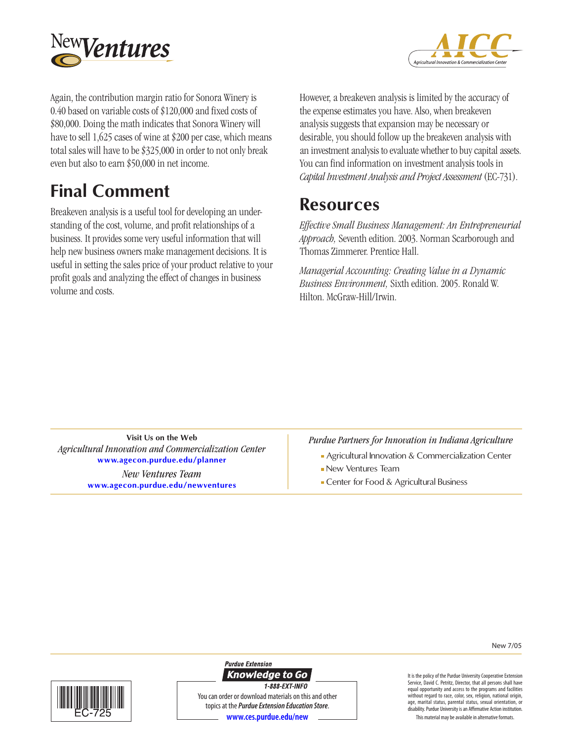Again, the contribution margin ratio for Sonora Winery is 0.40 based on variable costs of $120,000 and fixed costs of $80,000. Doing the math indicates that Sonora Winery will have to sell 1,625 cases of wine at $200 per case, which means total sales will have to be $325,000 in order to not only break even but also to earn $50,000 in net income.

## Final Comment

Breakeven analysis is a useful tool for developing an understanding of the cost, volume, and profit relationships of a business. It provides some very useful information that will help new business owners make management decisions. It is useful in setting the sales price of your product relative to your profit goals and analyzing the effect of changes in business volume and costs.

However, a breakeven analysis is limited by the accuracy of the expense estimates you have. Also, when breakeven analysis suggests that expansion may be necessary or desirable, you should follow up the breakeven analysis with an investment analysis to evaluate whether to buy capital assets. You can find information on investment analysis tools in *Capital Investment Analysis and Project Assessment* (EC-731).

## Resources

*Effective Small Business Management: An Entrepreneurial Approach,* Seventh edition. 2003. Norman Scarborough and Thomas Zimmerer. Prentice Hall.

*Managerial Accounting: Creating Value in a Dynamic Business Environment,* Sixth edition. 2005. Ronald W. Hilton. McGraw-Hill/Irwin.

**Visit Us on the Web**

*Agricultural Innovation and Commercialization Center*
**www.agecon.purdue.edu/planner**

*New Ventures Team*
**www.agecon.purdue.edu/newventures**

*Purdue Partners for Innovation in Indiana Agriculture*

- Agricultural Innovation & Commercialization Center
- New Ventures Team
- Center for Food & Agricultural Business

New 7/05

EC-725

**Purdue Extension**
**Knowledge to Go**
**1-888-EXT-INFO**

You can order or download materials on this and other topics at the ***Purdue Extension Education Store***.
**www.ces.purdue.edu/new**

It is the policy of the Purdue University Cooperative Extension Service, David C. Petritz, Director, that all persons shall have equal opportunity and access to the programs and facilities without regard to race, color, sex, religion, national origin, age, marital status, parental status, sexual orientation, or disability. Purdue University is an Affirmative Action institution.
This material may be available in alternative formats.